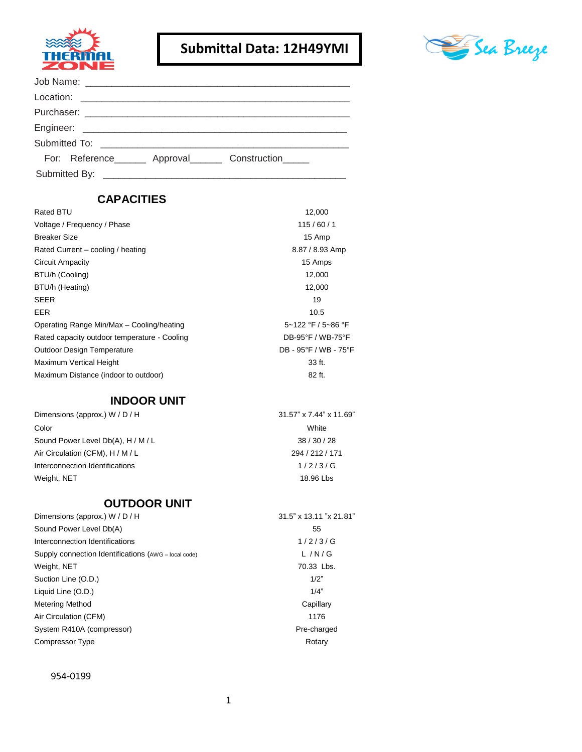# Submittal Data: 12H49YMI

Job Name: ____________________________________________

Location: ____________________________________________

Purchaser: ____________________________________________

Engineer: ____________________________________________

Submitted To: ____________________________________________

For: Reference______ Approval______ Construction_____

Submitted By: ____________________________________________

## CAPACITIES

| | |
|---|---|
| Rated BTU | 12,000 |
| Voltage / Frequency / Phase | 115 / 60 / 1 |
| Breaker Size | 15 Amp |
| Rated Current – cooling / heating | 8.87 / 8.93 Amp |
| Circuit Ampacity | 15 Amps |
| BTU/h (Cooling) | 12,000 |
| BTU/h (Heating) | 12,000 |
| SEER | 19 |
| EER | 10.5 |
| Operating Range Min/Max – Cooling/heating | 5~122 °F / 5~86 °F |
| Rated capacity outdoor temperature - Cooling | DB-95°F / WB-75°F |
| Outdoor Design Temperature | DB - 95°F / WB - 75°F |
| Maximum Vertical Height | 33 ft. |
| Maximum Distance (indoor to outdoor) | 82 ft. |

## INDOOR UNIT

| | |
|---|---|
| Dimensions (approx.) W / D / H | 31.57" x 7.44" x 11.69" |
| Color | White |
| Sound Power Level Db(A), H / M / L | 38 / 30 / 28 |
| Air Circulation (CFM), H / M / L | 294 / 212 / 171 |
| Interconnection Identifications | 1 / 2 / 3 / G |
| Weight, NET | 18.96 Lbs |

## OUTDOOR UNIT

| | |
|---|---|
| Dimensions (approx.) W / D / H | 31.5" x 13.11 "x 21.81" |
| Sound Power Level Db(A) | 55 |
| Interconnection Identifications | 1 / 2 / 3 / G |
| Supply connection Identifications (AWG – local code) | L / N / G |
| Weight, NET | 70.33 Lbs. |
| Suction Line (O.D.) | 1/2" |
| Liquid Line (O.D.) | 1/4" |
| Metering Method | Capillary |
| Air Circulation (CFM) | 1176 |
| System R410A (compressor) | Pre-charged |
| Compressor Type | Rotary |

954-0199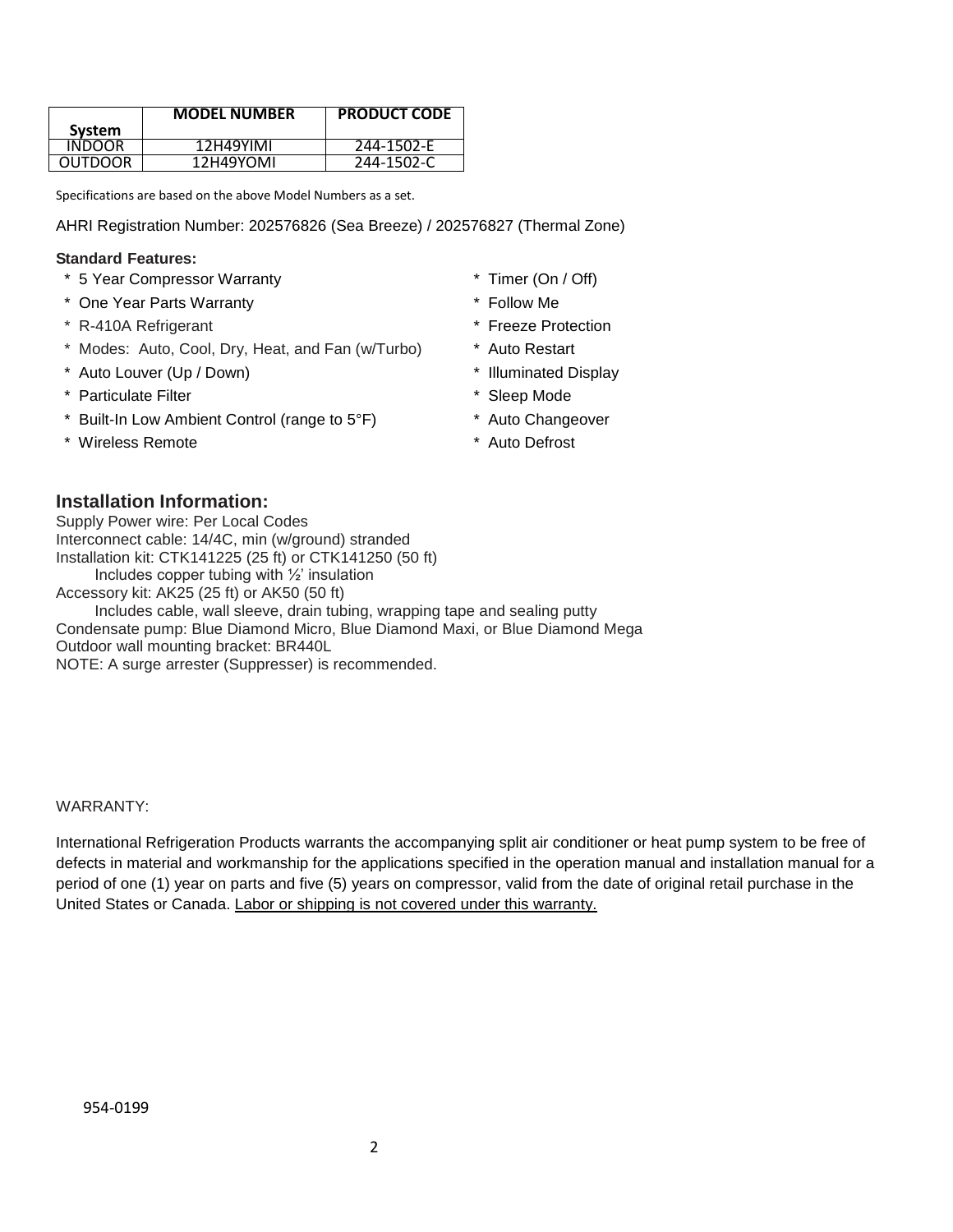| System | MODEL NUMBER | PRODUCT CODE |
| --- | --- | --- |
| INDOOR | 12H49YIMI | 244-1502-E |
| OUTDOOR | 12H49YOMI | 244-1502-C |

Specifications are based on the above Model Numbers as a set.

AHRI Registration Number: 202576826 (Sea Breeze) / 202576827 (Thermal Zone)

**Standard Features:**

* 5 Year Compressor Warranty
* One Year Parts Warranty
* R-410A Refrigerant
* Modes: Auto, Cool, Dry, Heat, and Fan (w/Turbo)
* Auto Louver (Up / Down)
* Particulate Filter
* Built-In Low Ambient Control (range to 5°F)
* Wireless Remote
* Timer (On / Off)
* Follow Me
* Freeze Protection
* Auto Restart
* Illuminated Display
* Sleep Mode
* Auto Changeover
* Auto Defrost

## Installation Information:

Supply Power wire: Per Local Codes
Interconnect cable: 14/4C, min (w/ground) stranded
Installation kit: CTK141225 (25 ft) or CTK141250 (50 ft)
  Includes copper tubing with ½' insulation
Accessory kit: AK25 (25 ft) or AK50 (50 ft)
  Includes cable, wall sleeve, drain tubing, wrapping tape and sealing putty
Condensate pump: Blue Diamond Micro, Blue Diamond Maxi, or Blue Diamond Mega
Outdoor wall mounting bracket: BR440L
NOTE: A surge arrester (Suppresser) is recommended.

WARRANTY:

International Refrigeration Products warrants the accompanying split air conditioner or heat pump system to be free of defects in material and workmanship for the applications specified in the operation manual and installation manual for a period of one (1) year on parts and five (5) years on compressor, valid from the date of original retail purchase in the United States or Canada. <u>Labor or shipping is not covered under this warranty.</u>

954-0199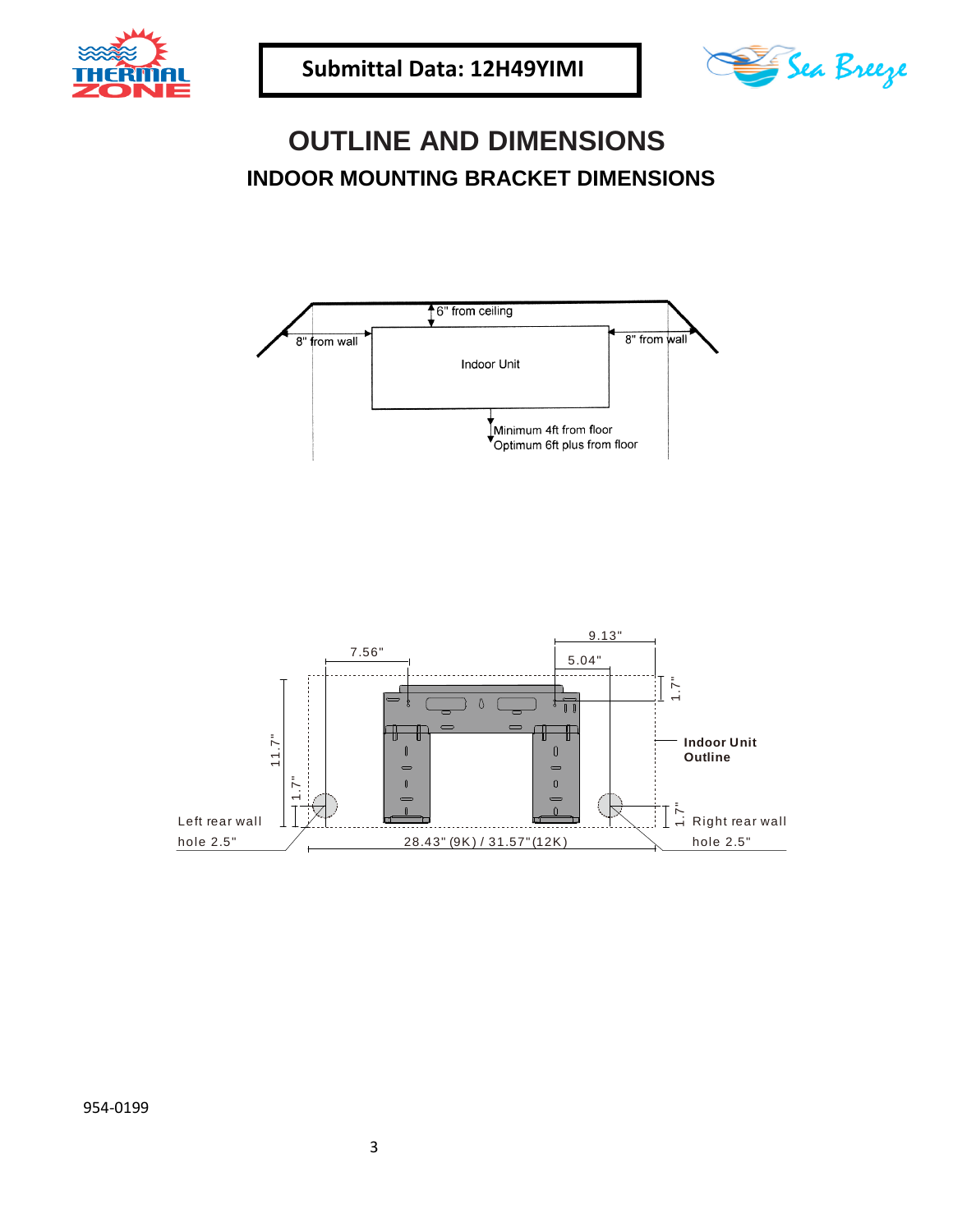**Submittal Data: 12H49YIMI**

# OUTLINE AND DIMENSIONS

## INDOOR MOUNTING BRACKET DIMENSIONS

6" from ceiling

8" from wall

Indoor Unit

8" from wall

Minimum 4ft from floor
Optimum 6ft plus from floor

9.13"

7.56"

5.04"

1.7"

Indoor Unit Outline

11.7"

1.7"

Left rear wall hole 2.5"

1.7"

Right rear wall hole 2.5"

28.43" (9K) / 31.57"(12K)

954-0199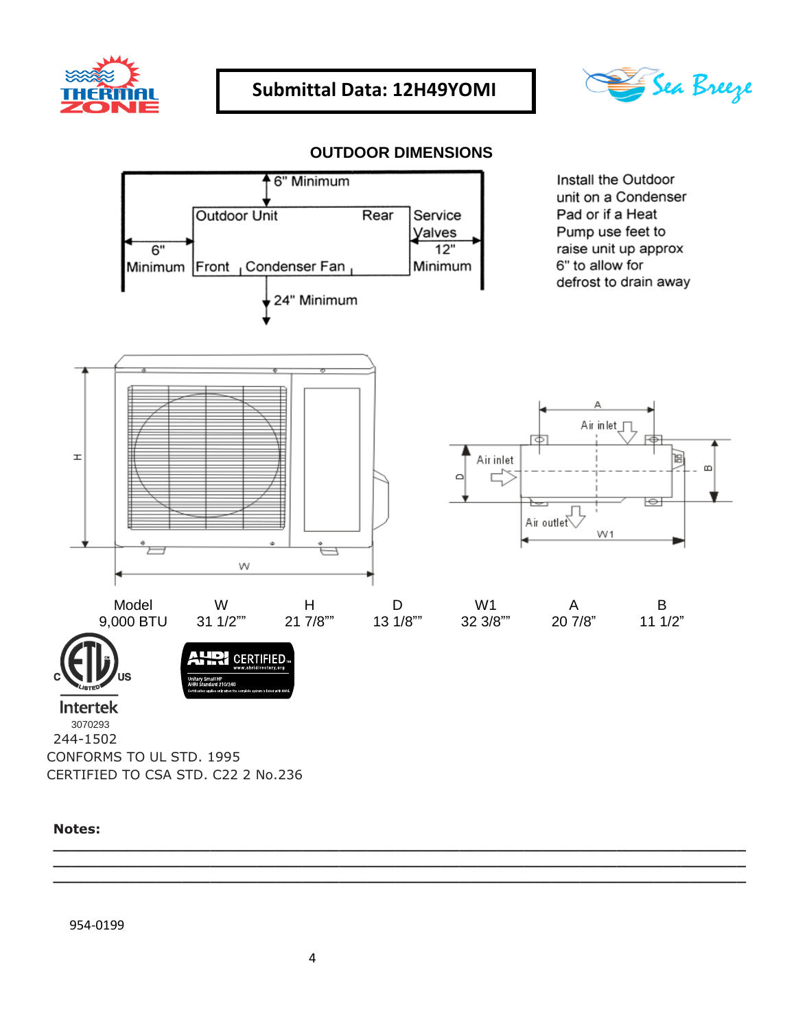# Submittal Data: 12H49YOMI

## OUTDOOR DIMENSIONS

6" Minimum

Outdoor Unit

Rear

Service Valves

6" Minimum

Front

Condenser Fan

12" Minimum

24" Minimum

Install the Outdoor unit on a Condenser Pad or if a Heat Pump use feet to raise unit up approx 6" to allow for defrost to drain away

H

W

A

Air inlet

Air inlet

D

B

Air outlet

W1

| Model | W | H | D | W1 | A | B |
|---|---|---|---|---|---|---|
| 9,000 BTU | 31 1/2"" | 21 7/8"" | 13 1/8"" | 32 3/8"" | 20 7/8" | 11 1/2" |

Intertek

3070293

244-1502

CONFORMS TO UL STD. 1995

CERTIFIED TO CSA STD. C22 2 No.236

**Notes:**

954-0199